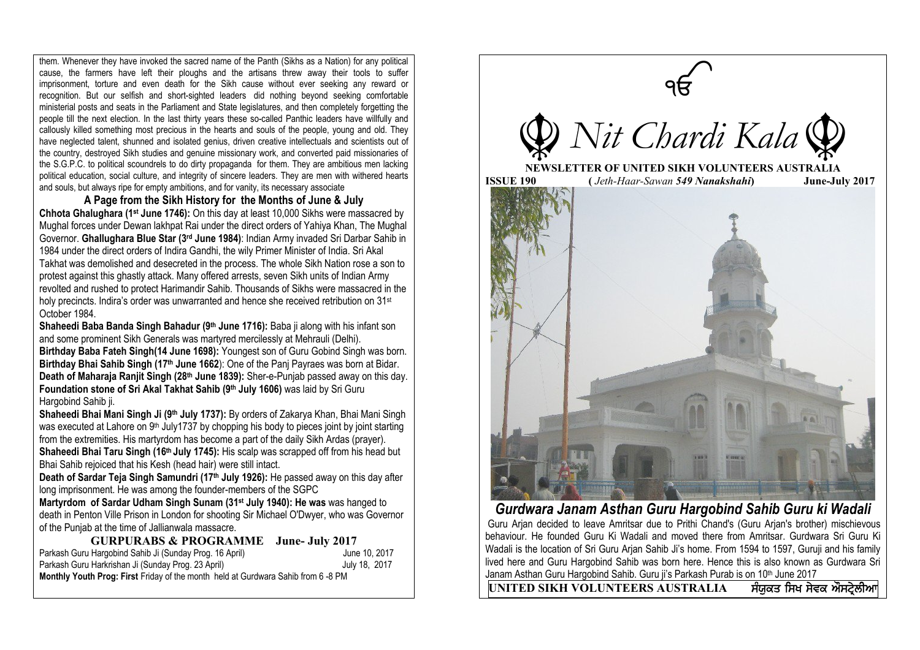them. Whenever they have invoked the sacred name of the Panth (Sikhs as a Nation) for any political cause, the farmers have left their ploughs and the artisans threw away their tools to suffer imprisonment, torture and even death for the Sikh cause without ever seeking any reward or recognition. But our selfish and short-sighted leaders did nothing beyond seeking comfortable ministerial posts and seats in the Parliament and State legislatures, and then completely forgetting the people till the next election. In the last thirty years these so-called Panthic leaders have willfully and callously killed something most precious in the hearts and souls of the people, young and old. They have neglected talent, shunned and isolated genius, driven creative intellectuals and scientists out of the country, destroyed Sikh studies and genuine missionary work, and converted paid missionaries of the S.G.P.C. to political scoundrels to do dirty propaganda for them. They are ambitious men lacking political education, social culture, and integrity of sincere leaders. They are men with withered hearts and souls, but always ripe for empty ambitions, and for vanity, its necessary associate

## A Page from the Sikh History for the Months of June & July

**Chhota Ghalughara (1st June 1746):** On this day at least 10,000 Sikhs were massacred by Mughal forces under Dewan lakhpat Rai under the direct orders of Yahiya Khan, The Mughal Governor. **Ghallughara Blue Star (3rd June 1984)**: Indian Army invaded Sri Darbar Sahib in 1984 under the direct orders of Indira Gandhi, the wily Primer Minister of India. Sri Akal Takhat was demolished and desecreted in the process. The whole Sikh Nation rose a son to protest against this ghastly attack. Many offered arrests, seven Sikh units of Indian Army revolted and rushed to protect Harimandir Sahib. Thousands of Sikhs were massacred in the holy precincts. Indira's order was unwarranted and hence she received retribution on 31st October 1984.

**Shaheedi Baba Banda Singh Bahadur (9th June 1716):** Baba ji along with his infant son and some prominent Sikh Generals was martyred mercilessly at Mehrauli (Delhi).

**Birthday Baba Fateh Singh(14 June 1698):** Youngest son of Guru Gobind Singh was born.

**Birthday Bhai Sahib Singh (17th June 1662**): One of the Panj Payraes was born at Bidar.

**Death of Maharaja Ranjit Singh (28th June 1839):** Sher-e-Punjab passed away on this day.

**Foundation stone of Sri Akal Takhat Sahib (9th July 1606)** was laid by Sri Guru Hargobind Sahib ji.

**Shaheedi Bhai Mani Singh Ji (9th July 1737):** By orders of Zakarya Khan, Bhai Mani Singh was executed at Lahore on 9th July1737 by chopping his body to pieces joint by joint starting from the extremities. His martyrdom has become a part of the daily Sikh Ardas (prayer).

**Shaheedi Bhai Taru Singh (16th July 1745):** His scalp was scrapped off from his head but Bhai Sahib rejoiced that his Kesh (head hair) were still intact.

**Death of Sardar Teja Singh Samundri (17th July 1926):** He passed away on this day after long imprisonment. He was among the founder-members of the SGPC

**Martyrdom of Sardar Udham Singh Sunam (31st July 1940): He was** was hanged to death in Penton Ville Prison in London for shooting Sir Michael O'Dwyer, who was Governor of the Punjab at the time of Jallianwala massacre.

## GURPURABS & PROGRAMME June- July 2017

| | |
|---|---|
| Parkash Guru Hargobind Sahib Ji (Sunday Prog. 16 April) | June 10, 2017 |
| Parkash Guru Harkrishan Ji (Sunday Prog. 23 April) | July 18, 2017 |

**Monthly Youth Prog: First** Friday of the month held at Gurdwara Sahib from 6 -8 PM

ੴ

# Nit Chardi Kala

**NEWSLETTER OF UNITED SIKH VOLUNTEERS AUSTRALIA**

**ISSUE 190** (*Jeth-Haar-Sawan 549 Nanakshahi*) **June-July 2017**

## *Gurdwara Janam Asthan Guru Hargobind Sahib Guru ki Wadali*

Guru Arjan decided to leave Amritsar due to Prithi Chand's (Guru Arjan's brother) mischievous behaviour. He founded Guru Ki Wadali and moved there from Amritsar. Gurdwara Sri Guru Ki Wadali is the location of Sri Guru Arjan Sahib Ji's home. From 1594 to 1597, Guruji and his family lived here and Guru Hargobind Sahib was born here. Hence this is also known as Gurdwara Sri Janam Asthan Guru Hargobind Sahib. Guru ji's Parkash Purab is on 10th June 2017

**UNITED SIKH VOLUNTEERS AUSTRALIA** ਸੰਯੁਕਤ ਸਿਖ ਸੇਵਕ ਔਸਟ੍ਰੇਲੀਆ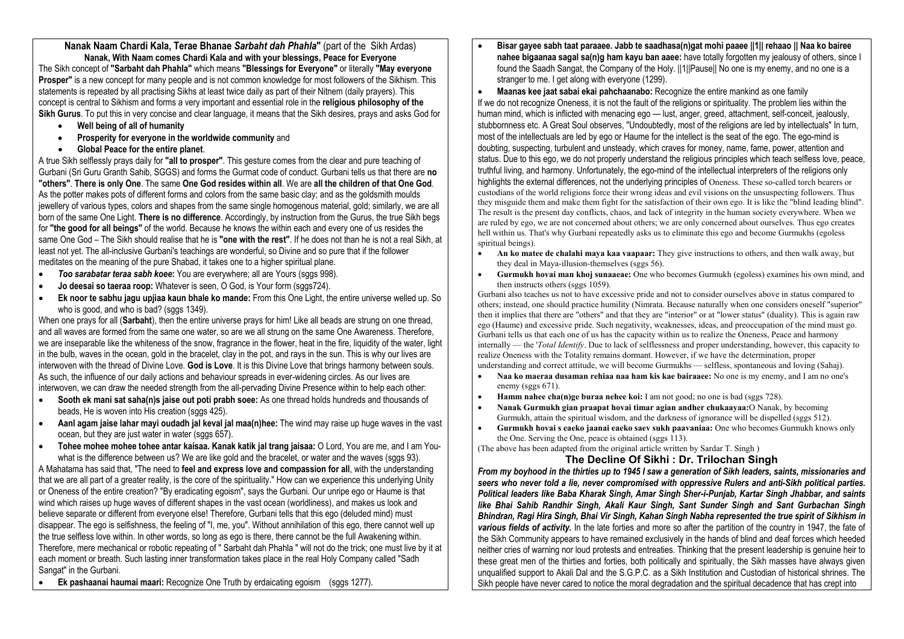**Nanak Naam Chardi Kala, Terae Bhanae *Sarbaht dah Phahla*"** (part of the Sikh Ardas)

**Nanak, With Naam comes Chardi Kala and with your blessings, Peace for Everyone**

The Sikh concept of **"Sarbaht dah Phahla"** which means **"Blessings for Everyone"** or literally **"May everyone Prosper"** is a new concept for many people and is not common knowledge for most followers of the Sikhism. This statements is repeated by all practising Sikhs at least twice daily as part of their Nitnem (daily prayers). This concept is central to Sikhism and forms a very important and essential role in the **religious philosophy of the Sikh Gurus**. To put this in very concise and clear language, it means that the Sikh desires, prays and asks God for

- **Well being of all of humanity**
- **Prosperity for everyone in the worldwide community** and
- **Global Peace for the entire planet**.

A true Sikh selflessly prays daily for **"all to prosper"**. This gesture comes from the clear and pure teaching of Gurbani (Sri Guru Granth Sahib, SGGS) and forms the Gurmat code of conduct. Gurbani tells us that there are **no "others"**. **There is only One**. The same **One God resides within all**. We are **all the children of that One God**. As the potter makes pots of different forms and colors from the same basic clay; and as the goldsmith moulds jewellery of various types, colors and shapes from the same single homogenous material, gold; similarly, we are all born of the same One Light. **There is no difference**. Accordingly, by instruction from the Gurus, the true Sikh begs for **"the good for all beings"** of the world. Because he knows the within each and every one of us resides the same One God – The Sikh should realise that he is **"one with the rest"**. If he does not than he is not a real Sikh, at least not yet. The all-inclusive Gurbani's teachings are wonderful, so Divine and so pure that if the follower meditates on the meaning of the pure Shabad, it takes one to a higher spiritual plane.

- ***Too sarabatar teraa sabh koee***: You are everywhere; all are Yours (sggs 998).
- **Jo deesai so taeraa roop:** Whatever is seen, O God, is Your form (sggs724).
- **Ek noor te sabhu jagu upjiaa kaun bhale ko mande:** From this One Light, the entire universe welled up. So who is good, and who is bad? (sggs 1349).

When one prays for all (**Sarbaht**), then the entire universe prays for him! Like all beads are strung on one thread, and all waves are formed from the same one water, so are we all strung on the same One Awareness. Therefore, we are inseparable like the whiteness of the snow, fragrance in the flower, heat in the fire, liquidity of the water, light in the bulb, waves in the ocean, gold in the bracelet, clay in the pot, and rays in the sun. This is why our lives are interwoven with the thread of Divine Love. **God is Love**. It is this Divine Love that brings harmony between souls. As such, the influence of our daily actions and behaviour spreads in ever-widening circles. As our lives are interwoven, we can draw the needed strength from the all-pervading Divine Presence within to help each other:

- **Sooth ek mani sat saha(n)s jaise out poti prabh soee:** As one thread holds hundreds and thousands of beads, He is woven into His creation (sggs 425).
- **Aanl agam jaise lahar mayi oudadh jal keval jal maa(n)hee:** The wind may raise up huge waves in the vast ocean, but they are just water in water (sggs 657).
- **Tohee mohee mohee tohee antar kaisaa. Kanak katik jal trang jaisaa:** O Lord, You are me, and I am You- what is the difference between us? We are like gold and the bracelet, or water and the waves (sggs 93).

A Mahatama has said that, "The need to **feel and express love and compassion for all**, with the understanding that we are all part of a greater reality, is the core of the spirituality." How can we experience this underlying Unity or Oneness of the entire creation? "By eradicating egoism", says the Gurbani. Our unripe ego or Haume is that wind which raises up huge waves of different shapes in the vast ocean (worldliness), and makes us look and believe separate or different from everyone else! Therefore, Gurbani tells that this ego (deluded mind) must disappear. The ego is selfishness, the feeling of "I, me, you". Without annihilation of this ego, there cannot well up the true selfless love within. In other words, so long as ego is there, there cannot be the full Awakening within. Therefore, mere mechanical or robotic repeating of " Sarbaht dah Phahla " will not do the trick; one must live by it at each moment or breath. Such lasting inner transformation takes place in the real Holy Company called "Sadh Sangat" in the Gurbani.

- **Ek pashaanai haumai maari:** Recognize One Truth by erdaicating egoism (sggs 1277).
- **Bisar gayee sabh taat paraaee. Jabb te saadhasa(n)gat mohi paaee ||1|| rehaao || Naa ko bairee nahee bigaanaa sagal sa(n)g ham kayu ban aaee:** have totally forgotten my jealousy of others, since I found the Saadh Sangat, the Company of the Holy. ||1||Pause|| No one is my enemy, and no one is a stranger to me. I get along with everyone (1299).
- **Maanas kee jaat sabai ekai pahchaanabo:** Recognize the entire mankind as one family

If we do not recognize Oneness, it is not the fault of the religions or spirituality. The problem lies within the human mind, which is inflicted with menacing ego — lust, anger, greed, attachment, self-conceit, jealously, stubbornness etc. A Great Soul observes, "Undoubtedly, most of the religions are led by intellectuals" In turn, most of the intellectuals are led by ego or Haume for the intellect is the seat of the ego. The ego-mind is doubting, suspecting, turbulent and unsteady, which craves for money, name, fame, power, attention and status. Due to this ego, we do not properly understand the religious principles which teach selfless love, peace, truthful living, and harmony. Unfortunately, the ego-mind of the intellectual interpreters of the religions only highlights the external differences, not the underlying principles of Oneness. These so-called torch bearers or custodians of the world religions force their wrong ideas and evil visions on the unsuspecting followers. Thus they misguide them and make them fight for the satisfaction of their own ego. It is like the "blind leading blind". The result is the present day conflicts, chaos, and lack of integrity in the human society everywhere. When we are ruled by ego, we are not concerned about others; we are only concerned about ourselves. Thus ego creates hell within us. That's why Gurbani repeatedly asks us to eliminate this ego and become Gurmukhs (egoless spiritual beings).

- **An ko matee de chalahi maya kaa vaapaar:** They give instructions to others, and then walk away, but they deal in Maya-illusion-themselves (sggs 56).
- **Gurmukh hovai man khoj sunaaeae:** One who becomes Gurmukh (egoless) examines his own mind, and then instructs others (sggs 1059).

Gurbani also teaches us not to have excessive pride and not to consider ourselves above in status compared to others; instead, one should practice humility (Nimrata. Because naturally when one considers oneself "superior" then it implies that there are "others" and that they are "interior" or at "lower status" (duality). This is again raw ego (Haume) and excessive pride. Such negativity, weaknesses, ideas, and preoccupation of the mind must go. Gurbani tells us that each one of us has the capacity within us to realize the Oneness, Peace and harmony internally — the '*Total Identify*. Due to lack of selflessness and proper understanding, however, this capacity to realize Oneness with the Totality remains dormant. However, if we have the determination, proper understanding and correct attitude, we will become Gurmukhs — selfless, spontaneous and loving (Sahaj).

- **Naa ko maeraa dusaman rehiaa naa ham kis kae bairaaee:** No one is my enemy, and I am no one's enemy (sggs 671).
- **Hamm nahee cha(n)ge buraa nehee koi:** I am not good; no one is bad (sggs 728).
- **Nanak Gurmukh gian praapat hovai timar agian andher chukaayaa:**O Nanak, by becoming Gurmukh, attain the spiritual wisdom, and the darkness of ignorance will be dispelled (sggs 512).
- **Gurmukh hovai s eaeko jaanai eaeko saev sukh paavaniaa:** One who becomes Gurmukh knows only the One. Serving the One, peace is obtained (sggs 113).

(The above has been adapted from the original article written by Sardar T. Singh )

## The Decline Of Sikhi : Dr. Trilochan Singh

***From my boyhood in the thirties up to 1945 I saw a generation of Sikh leaders, saints, missionaries and seers who never told a lie, never compromised with oppressive Rulers and anti-Sikh political parties. Political leaders like Baba Kharak Singh, Amar Singh Sher-i-Punjab, Kartar Singh Jhabbar, and saints like Bhai Sahib Randhir Singh, Akali Kaur Singh, Sant Sunder Singh and Sant Gurbachan Singh Bhindran, Ragi Hira Singh, Bhai Vir Singh, Kahan Singh Nabha represented the true spirit of Sikhism in various fields of activity.*** In the late forties and more so after the partition of the country in 1947, the fate of the Sikh Community appears to have remained exclusively in the hands of blind and deaf forces which heeded neither cries of warning nor loud protests and entreaties. Thinking that the present leadership is genuine heir to these great men of the thirties and forties, both politically and spiritually, the Sikh masses have always given unqualified support to Akali Dal and the S.G.P.C. as a Sikh Institution and Custodian of historical shrines. The Sikh people have never cared to notice the moral degradation and the spiritual decadence that has crept into